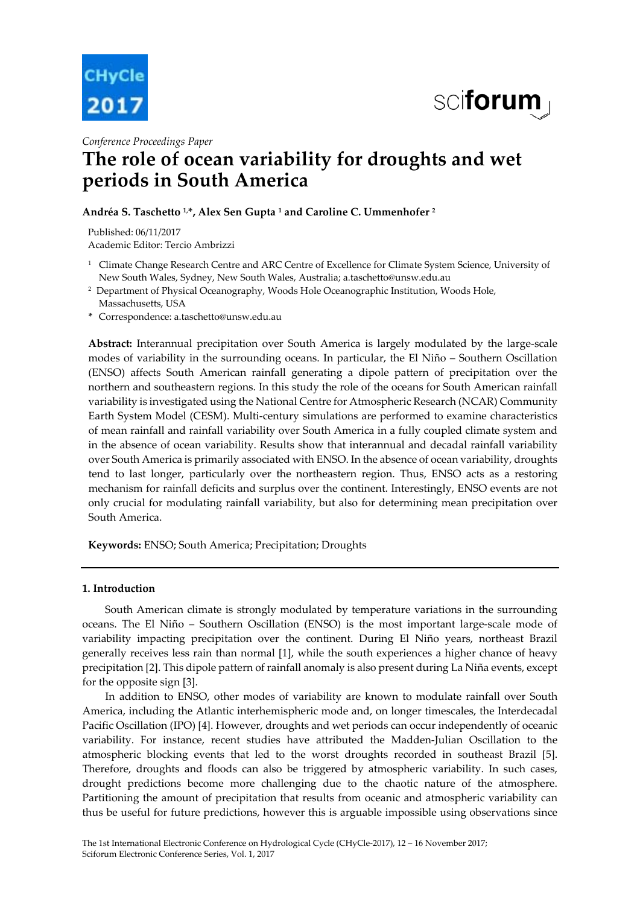*Conference Proceedings Paper*

# The role of ocean variability for droughts and wet periods in South America

**Andréa S. Taschetto [1,*], Alex Sen Gupta [1] and Caroline C. Ummenhofer [2]**

Published: 06/11/2017
Academic Editor: Tercio Ambrizzi

[1] Climate Change Research Centre and ARC Centre of Excellence for Climate System Science, University of New South Wales, Sydney, New South Wales, Australia; a.taschetto@unsw.edu.au
[2] Department of Physical Oceanography, Woods Hole Oceanographic Institution, Woods Hole, Massachusetts, USA
* Correspondence: a.taschetto@unsw.edu.au

**Abstract:** Interannual precipitation over South America is largely modulated by the large-scale modes of variability in the surrounding oceans. In particular, the El Niño – Southern Oscillation (ENSO) affects South American rainfall generating a dipole pattern of precipitation over the northern and southeastern regions. In this study the role of the oceans for South American rainfall variability is investigated using the National Centre for Atmospheric Research (NCAR) Community Earth System Model (CESM). Multi-century simulations are performed to examine characteristics of mean rainfall and rainfall variability over South America in a fully coupled climate system and in the absence of ocean variability. Results show that interannual and decadal rainfall variability over South America is primarily associated with ENSO. In the absence of ocean variability, droughts tend to last longer, particularly over the northeastern region. Thus, ENSO acts as a restoring mechanism for rainfall deficits and surplus over the continent. Interestingly, ENSO events are not only crucial for modulating rainfall variability, but also for determining mean precipitation over South America.

**Keywords:** ENSO; South America; Precipitation; Droughts

## 1. Introduction

South American climate is strongly modulated by temperature variations in the surrounding oceans. The El Niño – Southern Oscillation (ENSO) is the most important large-scale mode of variability impacting precipitation over the continent. During El Niño years, northeast Brazil generally receives less rain than normal [1], while the south experiences a higher chance of heavy precipitation [2]. This dipole pattern of rainfall anomaly is also present during La Niña events, except for the opposite sign [3].

In addition to ENSO, other modes of variability are known to modulate rainfall over South America, including the Atlantic interhemispheric mode and, on longer timescales, the Interdecadal Pacific Oscillation (IPO) [4]. However, droughts and wet periods can occur independently of oceanic variability. For instance, recent studies have attributed the Madden-Julian Oscillation to the atmospheric blocking events that led to the worst droughts recorded in southeast Brazil [5]. Therefore, droughts and floods can also be triggered by atmospheric variability. In such cases, drought predictions become more challenging due to the chaotic nature of the atmosphere. Partitioning the amount of precipitation that results from oceanic and atmospheric variability can thus be useful for future predictions, however this is arguable impossible using observations since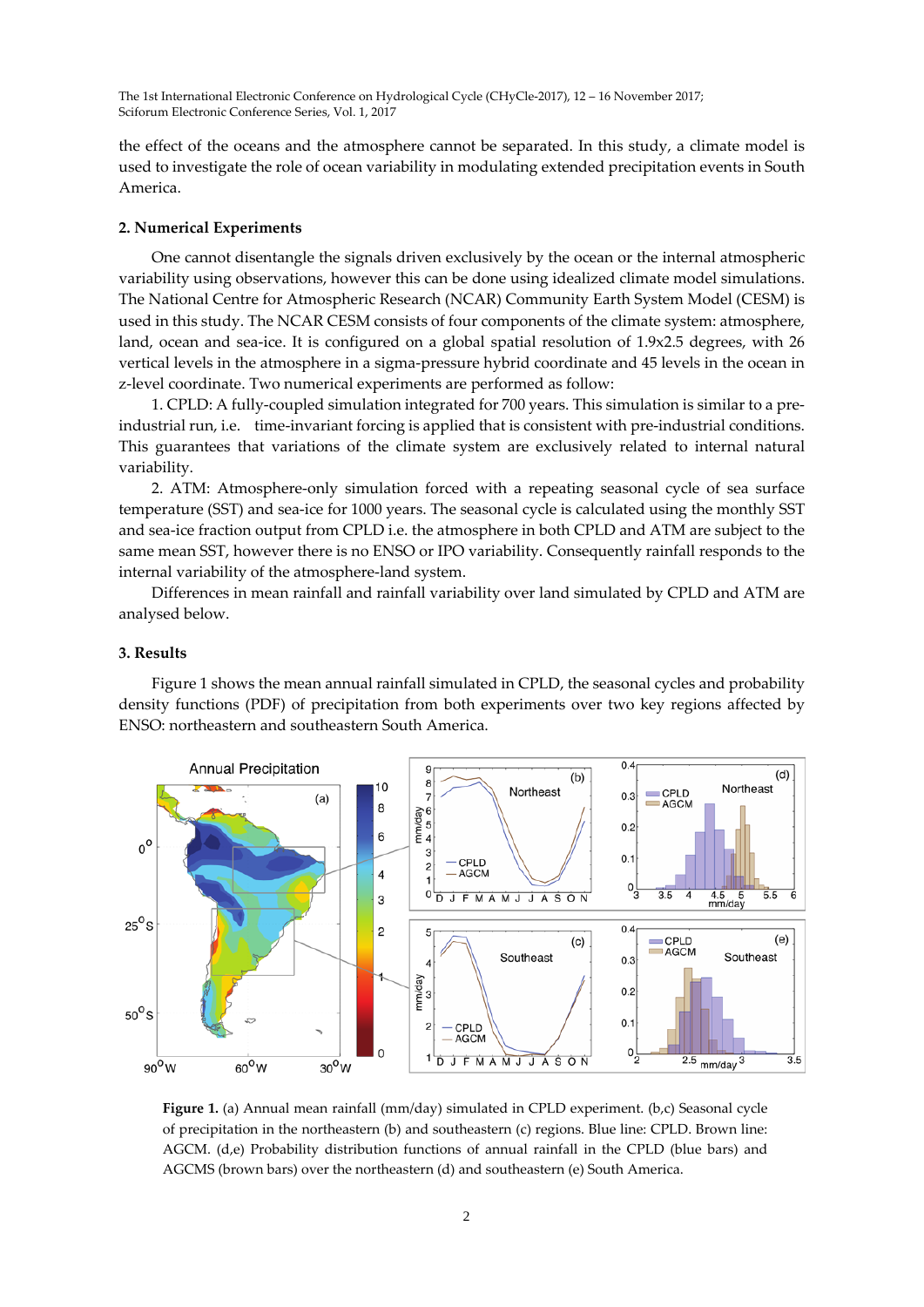the effect of the oceans and the atmosphere cannot be separated. In this study, a climate model is used to investigate the role of ocean variability in modulating extended precipitation events in South America.

## 2. Numerical Experiments

One cannot disentangle the signals driven exclusively by the ocean or the internal atmospheric variability using observations, however this can be done using idealized climate model simulations. The National Centre for Atmospheric Research (NCAR) Community Earth System Model (CESM) is used in this study. The NCAR CESM consists of four components of the climate system: atmosphere, land, ocean and sea-ice. It is configured on a global spatial resolution of 1.9x2.5 degrees, with 26 vertical levels in the atmosphere in a sigma-pressure hybrid coordinate and 45 levels in the ocean in z-level coordinate. Two numerical experiments are performed as follow:

1. CPLD: A fully-coupled simulation integrated for 700 years. This simulation is similar to a pre-industrial run, i.e. time-invariant forcing is applied that is consistent with pre-industrial conditions. This guarantees that variations of the climate system are exclusively related to internal natural variability.

2. ATM: Atmosphere-only simulation forced with a repeating seasonal cycle of sea surface temperature (SST) and sea-ice for 1000 years. The seasonal cycle is calculated using the monthly SST and sea-ice fraction output from CPLD i.e. the atmosphere in both CPLD and ATM are subject to the same mean SST, however there is no ENSO or IPO variability. Consequently rainfall responds to the internal variability of the atmosphere-land system.

Differences in mean rainfall and rainfall variability over land simulated by CPLD and ATM are analysed below.

## 3. Results

Figure 1 shows the mean annual rainfall simulated in CPLD, the seasonal cycles and probability density functions (PDF) of precipitation from both experiments over two key regions affected by ENSO: northeastern and southeastern South America.

Annual Precipitation
(a)
0°
25°S
50°S
90°W 60°W 30°W
10 8 6 4 3 2 1 0

(b) Northeast
mm/day
— CPLD
— AGCM
D J F M A M J J A S O N

(c) Southeast
mm/day
— CPLD
— AGCM
D J F M A M J J A S O N

(d) Northeast
CPLD
AGCM
mm/day

(e) Southeast
CPLD
AGCM
mm/day

**Figure 1.** (a) Annual mean rainfall (mm/day) simulated in CPLD experiment. (b,c) Seasonal cycle of precipitation in the northeastern (b) and southeastern (c) regions. Blue line: CPLD. Brown line: AGCM. (d,e) Probability distribution functions of annual rainfall in the CPLD (blue bars) and AGCMS (brown bars) over the northeastern (d) and southeastern (e) South America.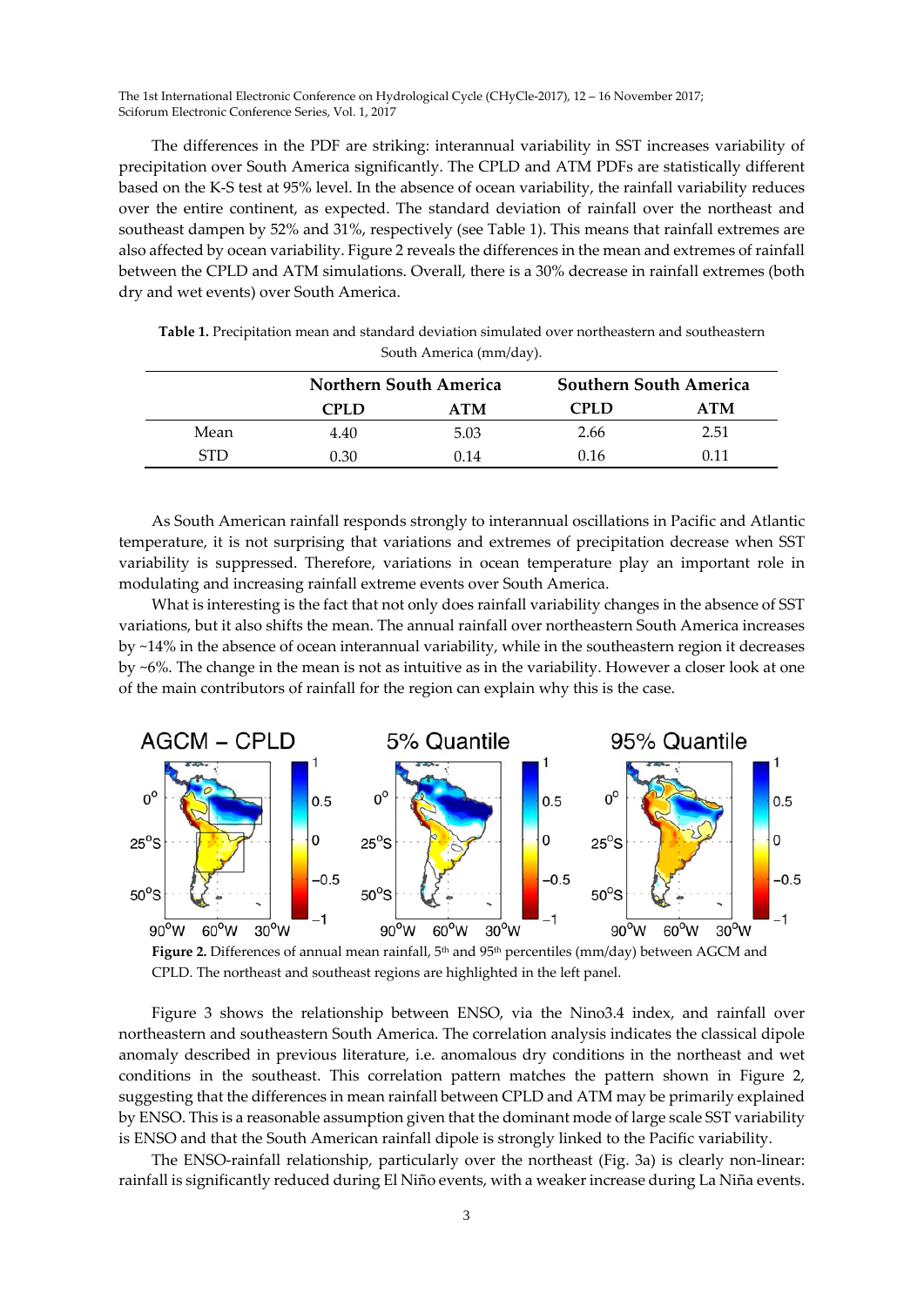The differences in the PDF are striking: interannual variability in SST increases variability of precipitation over South America significantly. The CPLD and ATM PDFs are statistically different based on the K-S test at 95% level. In the absence of ocean variability, the rainfall variability reduces over the entire continent, as expected. The standard deviation of rainfall over the northeast and southeast dampen by 52% and 31%, respectively (see Table 1). This means that rainfall extremes are also affected by ocean variability. Figure 2 reveals the differences in the mean and extremes of rainfall between the CPLD and ATM simulations. Overall, there is a 30% decrease in rainfall extremes (both dry and wet events) over South America.

**Table 1.** Precipitation mean and standard deviation simulated over northeastern and southeastern South America (mm/day).

| | **Northern South America** | | **Southern South America** | |
|---|---|---|---|---|
| | **CPLD** | **ATM** | **CPLD** | **ATM** |
| Mean | 4.40 | 5.03 | 2.66 | 2.51 |
| STD | 0.30 | 0.14 | 0.16 | 0.11 |

As South American rainfall responds strongly to interannual oscillations in Pacific and Atlantic temperature, it is not surprising that variations and extremes of precipitation decrease when SST variability is suppressed. Therefore, variations in ocean temperature play an important role in modulating and increasing rainfall extreme events over South America.

What is interesting is the fact that not only does rainfall variability changes in the absence of SST variations, but it also shifts the mean. The annual rainfall over northeastern South America increases by ~14% in the absence of ocean interannual variability, while in the southeastern region it decreases by ~6%. The change in the mean is not as intuitive as in the variability. However a closer look at one of the main contributors of rainfall for the region can explain why this is the case.

**Figure 2.** Differences of annual mean rainfall, 5th and 95th percentiles (mm/day) between AGCM and CPLD. The northeast and southeast regions are highlighted in the left panel.

Figure 3 shows the relationship between ENSO, via the Nino3.4 index, and rainfall over northeastern and southeastern South America. The correlation analysis indicates the classical dipole anomaly described in previous literature, i.e. anomalous dry conditions in the northeast and wet conditions in the southeast. This correlation pattern matches the pattern shown in Figure 2, suggesting that the differences in mean rainfall between CPLD and ATM may be primarily explained by ENSO. This is a reasonable assumption given that the dominant mode of large scale SST variability is ENSO and that the South American rainfall dipole is strongly linked to the Pacific variability.

The ENSO-rainfall relationship, particularly over the northeast (Fig. 3a) is clearly non-linear: rainfall is significantly reduced during El Niño events, with a weaker increase during La Niña events.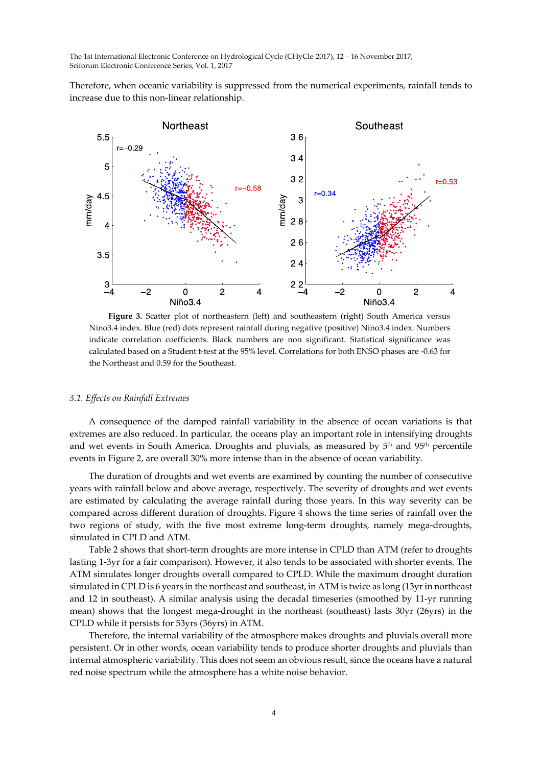Therefore, when oceanic variability is suppressed from the numerical experiments, rainfall tends to increase due to this non-linear relationship.

**Figure 3.** Scatter plot of northeastern (left) and southeastern (right) South America versus Nino3.4 index. Blue (red) dots represent rainfall during negative (positive) Nino3.4 index. Numbers indicate correlation coefficients. Black numbers are non significant. Statistical significance was calculated based on a Student t-test at the 95% level. Correlations for both ENSO phases are -0.63 for the Northeast and 0.59 for the Southeast.

### 3.1. *Effects on Rainfall Extremes*

A consequence of the damped rainfall variability in the absence of ocean variations is that extremes are also reduced. In particular, the oceans play an important role in intensifying droughts and wet events in South America. Droughts and pluvials, as measured by 5th and 95th percentile events in Figure 2, are overall 30% more intense than in the absence of ocean variability.

The duration of droughts and wet events are examined by counting the number of consecutive years with rainfall below and above average, respectively. The severity of droughts and wet events are estimated by calculating the average rainfall during those years. In this way severity can be compared across different duration of droughts. Figure 4 shows the time series of rainfall over the two regions of study, with the five most extreme long-term droughts, namely mega-droughts, simulated in CPLD and ATM.

Table 2 shows that short-term droughts are more intense in CPLD than ATM (refer to droughts lasting 1-3yr for a fair comparison). However, it also tends to be associated with shorter events. The ATM simulates longer droughts overall compared to CPLD. While the maximum drought duration simulated in CPLD is 6 years in the northeast and southeast, in ATM is twice as long (13yr in northeast and 12 in southeast). A similar analysis using the decadal timeseries (smoothed by 11-yr running mean) shows that the longest mega-drought in the northeast (southeast) lasts 30yr (26yrs) in the CPLD while it persists for 53yrs (36yrs) in ATM.

Therefore, the internal variability of the atmosphere makes droughts and pluvials overall more persistent. Or in other words, ocean variability tends to produce shorter droughts and pluvials than internal atmospheric variability. This does not seem an obvious result, since the oceans have a natural red noise spectrum while the atmosphere has a white noise behavior.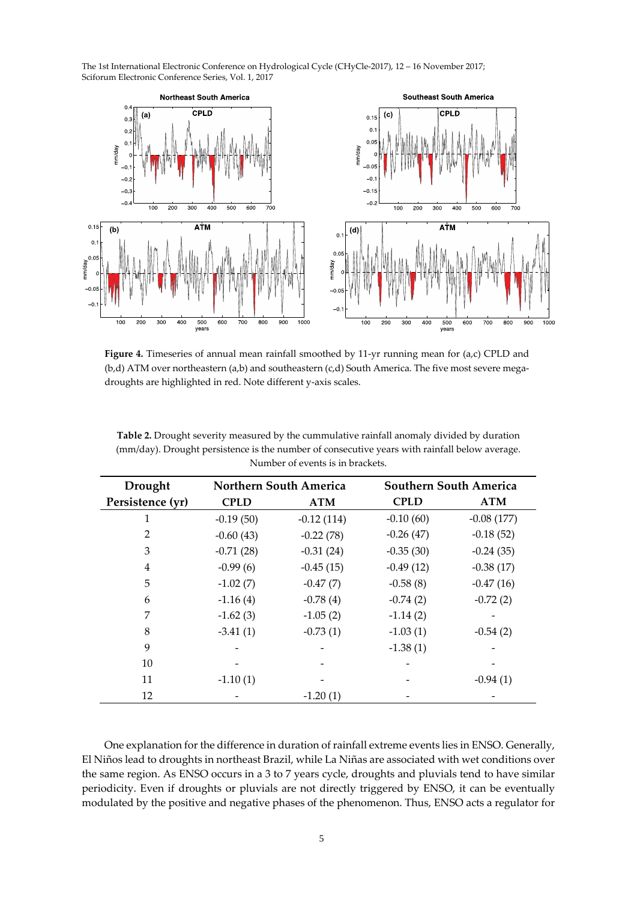Northeast South America

(a) CPLD

mm/day

0.4
0.3
0.2
0.1
0
−0.1
−0.2
−0.3
−0.4

100 200 300 400 500 600 700

Southeast South America

(c) CPLD

mm/day

0.15
0.1
0.05
0
−0.05
−0.1
−0.15
−0.2

100 200 300 400 500 600 700

(b) ATM

mm/day

0.15
0.1
0.05
0
−0.05
−0.1

100 200 300 400 500 600 700 800 900 1000

years

(d) ATM

mm/day

0.1
0.05
0
−0.05
−0.1

100 200 300 400 500 600 700 800 900 1000

years

**Figure 4.** Timeseries of annual mean rainfall smoothed by 11-yr running mean for (a,c) CPLD and (b,d) ATM over northeastern (a,b) and southeastern (c,d) South America. The five most severe mega-droughts are highlighted in red. Note different y-axis scales.

**Table 2.** Drought severity measured by the cummulative rainfall anomaly divided by duration (mm/day). Drought persistence is the number of consecutive years with rainfall below average. Number of events is in brackets.

| Drought | Northern South America | | Southern South America | |
|---|---|---|---|---|
| Persistence (yr) | CPLD | ATM | CPLD | ATM |
| 1 | -0.19 (50) | -0.12 (114) | -0.10 (60) | -0.08 (177) |
| 2 | -0.60 (43) | -0.22 (78) | -0.26 (47) | -0.18 (52) |
| 3 | -0.71 (28) | -0.31 (24) | -0.35 (30) | -0.24 (35) |
| 4 | -0.99 (6) | -0.45 (15) | -0.49 (12) | -0.38 (17) |
| 5 | -1.02 (7) | -0.47 (7) | -0.58 (8) | -0.47 (16) |
| 6 | -1.16 (4) | -0.78 (4) | -0.74 (2) | -0.72 (2) |
| 7 | -1.62 (3) | -1.05 (2) | -1.14 (2) | - |
| 8 | -3.41 (1) | -0.73 (1) | -1.03 (1) | -0.54 (2) |
| 9 | - | - | -1.38 (1) | - |
| 10 | - | - | - | - |
| 11 | -1.10 (1) | - | - | -0.94 (1) |
| 12 | - | -1.20 (1) | - | - |

One explanation for the difference in duration of rainfall extreme events lies in ENSO. Generally, El Niños lead to droughts in northeast Brazil, while La Niñas are associated with wet conditions over the same region. As ENSO occurs in a 3 to 7 years cycle, droughts and pluvials tend to have similar periodicity. Even if droughts or pluvials are not directly triggered by ENSO, it can be eventually modulated by the positive and negative phases of the phenomenon. Thus, ENSO acts a regulator for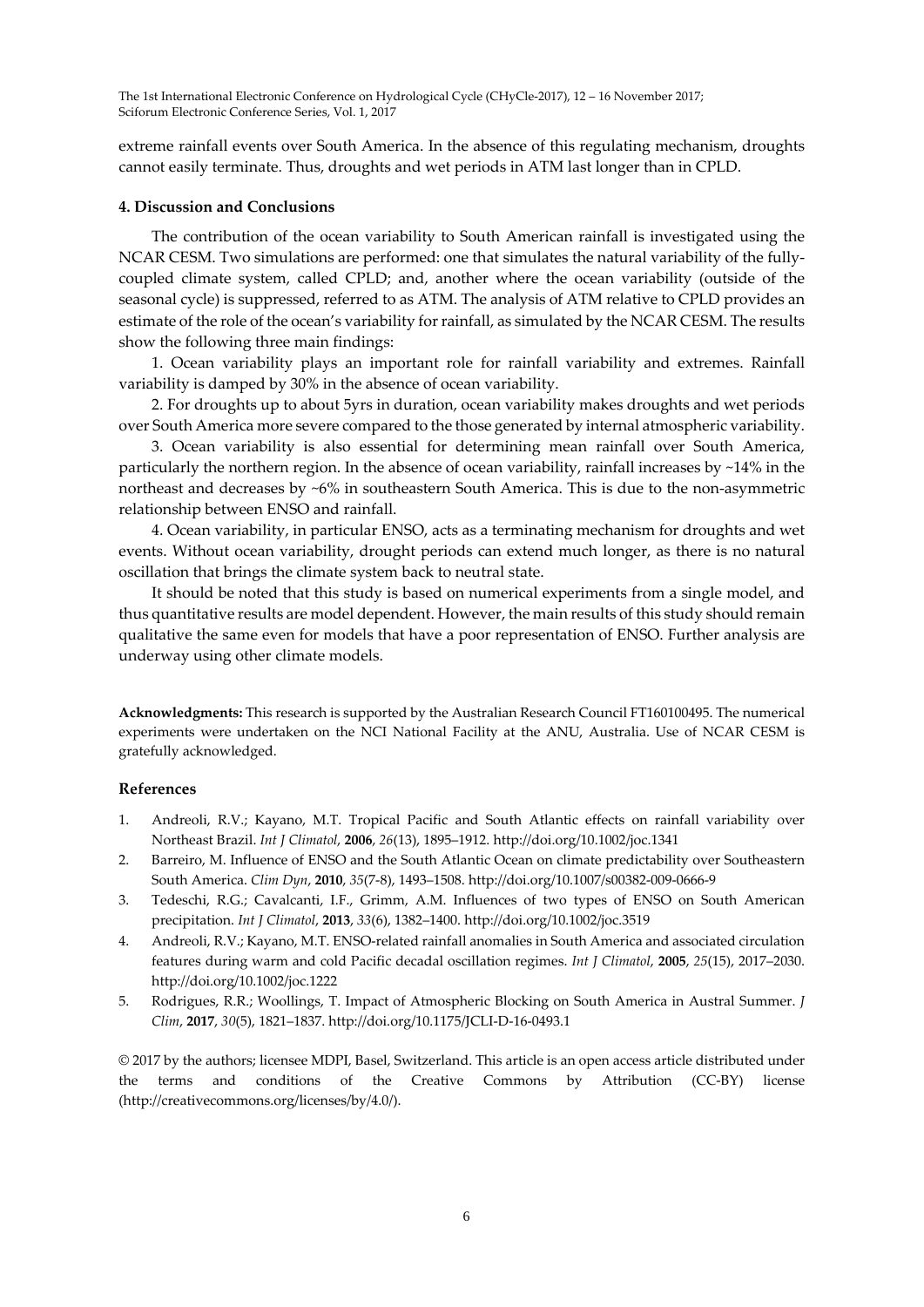extreme rainfall events over South America. In the absence of this regulating mechanism, droughts cannot easily terminate. Thus, droughts and wet periods in ATM last longer than in CPLD.

## 4. Discussion and Conclusions

The contribution of the ocean variability to South American rainfall is investigated using the NCAR CESM. Two simulations are performed: one that simulates the natural variability of the fully-coupled climate system, called CPLD; and, another where the ocean variability (outside of the seasonal cycle) is suppressed, referred to as ATM. The analysis of ATM relative to CPLD provides an estimate of the role of the ocean's variability for rainfall, as simulated by the NCAR CESM. The results show the following three main findings:

1. Ocean variability plays an important role for rainfall variability and extremes. Rainfall variability is damped by 30% in the absence of ocean variability.

2. For droughts up to about 5yrs in duration, ocean variability makes droughts and wet periods over South America more severe compared to the those generated by internal atmospheric variability.

3. Ocean variability is also essential for determining mean rainfall over South America, particularly the northern region. In the absence of ocean variability, rainfall increases by ~14% in the northeast and decreases by ~6% in southeastern South America. This is due to the non-asymmetric relationship between ENSO and rainfall.

4. Ocean variability, in particular ENSO, acts as a terminating mechanism for droughts and wet events. Without ocean variability, drought periods can extend much longer, as there is no natural oscillation that brings the climate system back to neutral state.

It should be noted that this study is based on numerical experiments from a single model, and thus quantitative results are model dependent. However, the main results of this study should remain qualitative the same even for models that have a poor representation of ENSO. Further analysis are underway using other climate models.

**Acknowledgments:** This research is supported by the Australian Research Council FT160100495. The numerical experiments were undertaken on the NCI National Facility at the ANU, Australia. Use of NCAR CESM is gratefully acknowledged.

## References

1. Andreoli, R.V.; Kayano, M.T. Tropical Pacific and South Atlantic effects on rainfall variability over Northeast Brazil. *Int J Climatol*, **2006**, *26*(13), 1895–1912. http://doi.org/10.1002/joc.1341
2. Barreiro, M. Influence of ENSO and the South Atlantic Ocean on climate predictability over Southeastern South America. *Clim Dyn*, **2010**, *35*(7-8), 1493–1508. http://doi.org/10.1007/s00382-009-0666-9
3. Tedeschi, R.G.; Cavalcanti, I.F., Grimm, A.M. Influences of two types of ENSO on South American precipitation. *Int J Climatol*, **2013**, *33*(6), 1382–1400. http://doi.org/10.1002/joc.3519
4. Andreoli, R.V.; Kayano, M.T. ENSO-related rainfall anomalies in South America and associated circulation features during warm and cold Pacific decadal oscillation regimes. *Int J Climatol*, **2005**, *25*(15), 2017–2030. http://doi.org/10.1002/joc.1222
5. Rodrigues, R.R.; Woollings, T. Impact of Atmospheric Blocking on South America in Austral Summer. *J Clim*, **2017**, *30*(5), 1821–1837. http://doi.org/10.1175/JCLI-D-16-0493.1

© 2017 by the authors; licensee MDPI, Basel, Switzerland. This article is an open access article distributed under the terms and conditions of the Creative Commons by Attribution (CC-BY) license (http://creativecommons.org/licenses/by/4.0/).